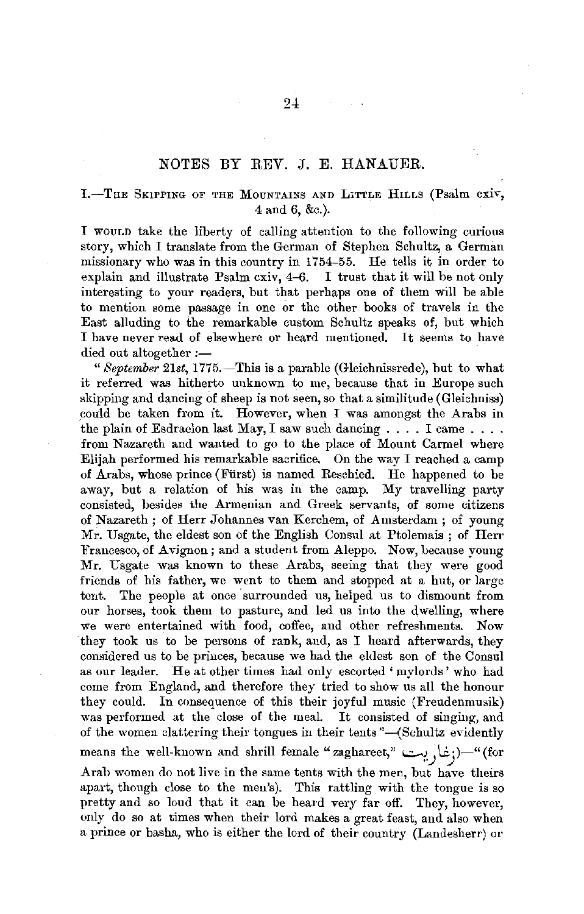## NOTES BY REV. J. E. HANAUER.

### I.—The Skipping of the Mountains and Little Hills (Psalm cxiv, 4 and 6, &c.).

I would take the liberty of calling attention to the following curious story, which I translate from the German of Stephen Schultz, a German missionary who was in this country in 1754–55. He tells it in order to explain and illustrate Psalm cxiv, 4–6. I trust that it will be not only interesting to your readers, but that perhaps one of them will be able to mention some passage in one or the other books of travels in the East alluding to the remarkable custom Schultz speaks of, but which I have never read of elsewhere or heard mentioned. It seems to have died out altogether :—

"*September* 21*st*, 1775.—This is a parable (Gleichnissrede), but to what it referred was hitherto unknown to me, because that in Europe such skipping and dancing of sheep is not seen, so that a similitude (Gleichniss) could be taken from it. However, when I was amongst the Arabs in the plain of Esdraelon last May, I saw such dancing . . . . I came . . . . from Nazareth and wanted to go to the place of Mount Carmel where Elijah performed his remarkable sacrifice. On the way I reached a camp of Arabs, whose prince (Fürst) is named Reschied. He happened to be away, but a relation of his was in the camp. My travelling party consisted, besides the Armenian and Greek servants, of some citizens of Nazareth ; of Herr Johannes van Kerchem, of Amsterdam ; of young Mr. Usgate, the eldest son of the English Consul at Ptolemais ; of Herr Francesco, of Avignon ; and a student from Aleppo. Now, because young Mr. Usgate was known to these Arabs, seeing that they were good friends of his father, we went to them and stopped at a hut, or large tent. The people at once surrounded us, helped us to dismount from our horses, took them to pasture, and led us into the dwelling, where we were entertained with food, coffee, and other refreshments. Now they took us to be persons of rank, and, as I heard afterwards, they considered us to be princes, because we had the eldest son of the Consul as our leader. He at other times had only escorted 'mylords' who had come from England, and therefore they tried to show us all the honour they could. In consequence of this their joyful music (Freudenmusik) was performed at the close of the meal. It consisted of singing, and of the women clattering their tongues in their tents"—(Schultz evidently means the well-known and shrill female "zaghareet," زغاريت)—"(for Arab women do not live in the same tents with the men, but have theirs apart, though close to the men's). This rattling with the tongue is so pretty and so loud that it can be heard very far off. They, however, only do so at times when their lord makes a great feast, and also when a prince or basha, who is either the lord of their country (Landesherr) or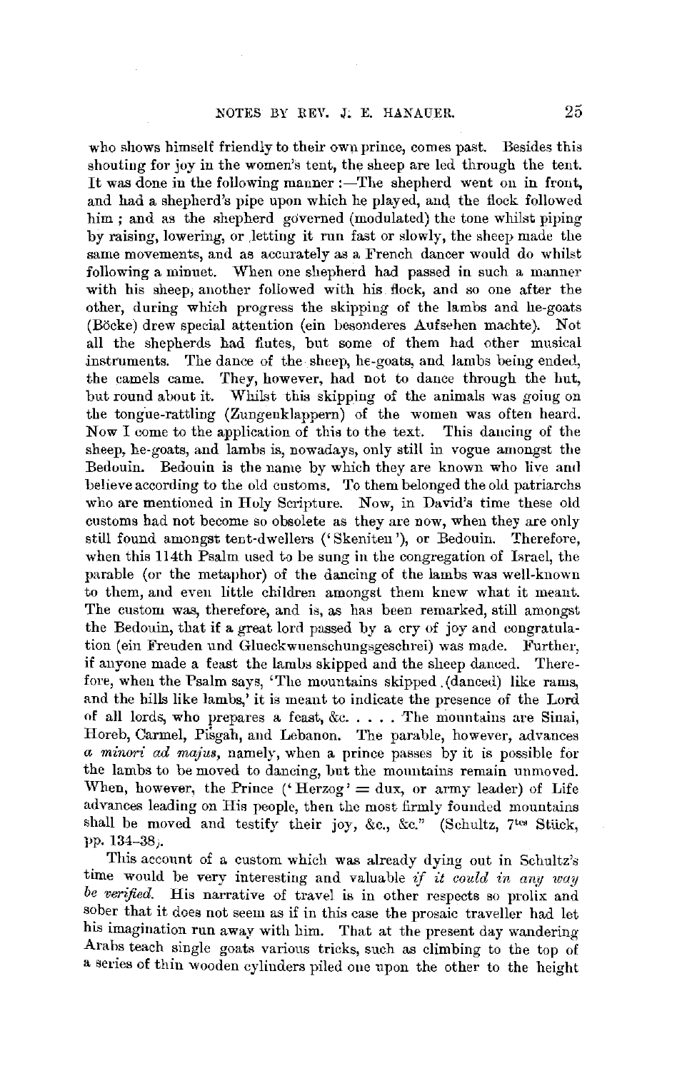who shows himself friendly to their own prince, comes past. Besides this shouting for joy in the women's tent, the sheep are led through the tent. It was done in the following manner :—The shepherd went on in front, and had a shepherd's pipe upon which he played, and the flock followed him ; and as the shepherd governed (modulated) the tone whilst piping by raising, lowering, or letting it run fast or slowly, the sheep made the same movements, and as accurately as a French dancer would do whilst following a minuet. When one shepherd had passed in such a manner with his sheep, another followed with his flock, and so one after the other, during which progress the skipping of the lambs and he-goats (Böcke) drew special attention (ein besonderes Aufsehen machte). Not all the shepherds had flutes, but some of them had other musical instruments. The dance of the sheep, he-goats, and lambs being ended, the camels came. They, however, had not to dance through the hut, but round about it. Whilst this skipping of the animals was going on the tongue-rattling (Zungenklappern) of the women was often heard. Now I come to the application of this to the text. This dancing of the sheep, he-goats, and lambs is, nowadays, only still in vogue amongst the Bedouin. Bedouin is the name by which they are known who live and believe according to the old customs. To them belonged the old patriarchs who are mentioned in Holy Scripture. Now, in David's time these old customs had not become so obsolete as they are now, when they are only still found amongst tent-dwellers ('Skeniten'), or Bedouin. Therefore, when this 114th Psalm used to be sung in the congregation of Israel, the parable (or the metaphor) of the dancing of the lambs was well-known to them, and even little children amongst them knew what it meant. The custom was, therefore, and is, as has been remarked, still amongst the Bedouin, that if a great lord passed by a cry of joy and congratulation (ein Freuden und Glueckwuenschungsgeschrei) was made. Further, if anyone made a feast the lambs skipped and the sheep danced. Therefore, when the Psalm says, 'The mountains skipped (danced) like rams, and the hills like lambs,' it is meant to indicate the presence of the Lord of all lords, who prepares a feast, &c. . . . . The mountains are Sinai, Horeb, Carmel, Pisgah, and Lebanon. The parable, however, advances *a minori ad majus*, namely, when a prince passes by it is possible for the lambs to be moved to dancing, but the mountains remain unmoved. When, however, the Prince ('Herzog' = dux, or army leader) of Life advances leading on His people, then the most firmly founded mountains shall be moved and testify their joy, &c., &c." (Schultz, 7tes Stück, pp. 134–38).

This account of a custom which was already dying out in Schultz's time would be very interesting and valuable *if it could in any way be verified.* His narrative of travel is in other respects so prolix and sober that it does not seem as if in this case the prosaic traveller had let his imagination run away with him. That at the present day wandering Arabs teach single goats various tricks, such as climbing to the top of a series of thin wooden cylinders piled one upon the other to the height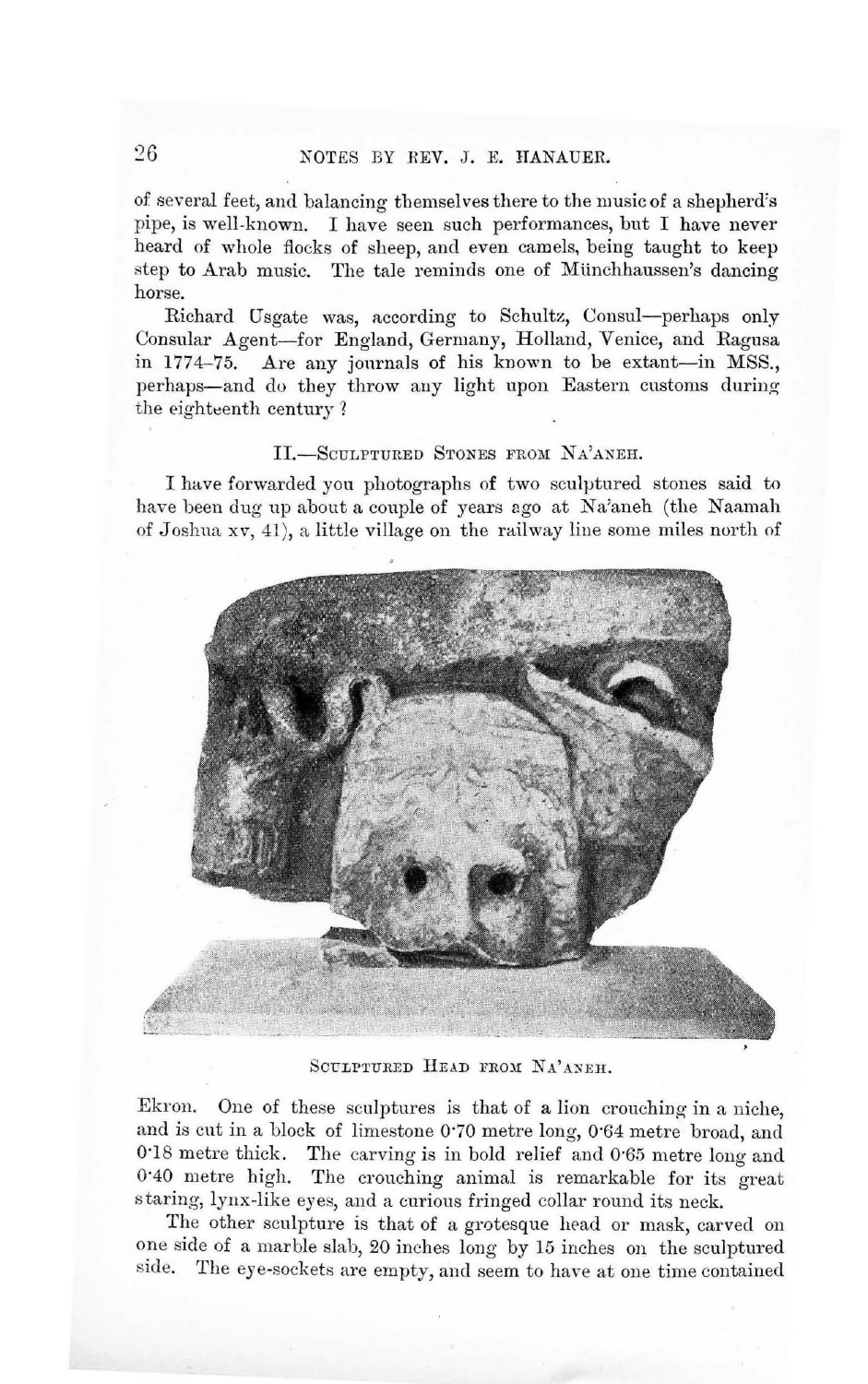of several feet, and balancing themselves there to the music of a shepherd's pipe, is well-known. I have seen such performances, but I have never heard of whole flocks of sheep, and even camels, being taught to keep step to Arab music. The tale reminds one of Münchhaussen's dancing horse.

Richard Usgate was, according to Schultz, Consul—perhaps only Consular Agent—for England, Germany, Holland, Venice, and Ragusa in 1774–75. Are any journals of his known to be extant—in MSS., perhaps—and do they throw any light upon Eastern customs during the eighteenth century ?

## II.—Sculptured Stones from Na'aneh.

I have forwarded you photographs of two sculptured stones said to have been dug up about a couple of years ago at Na'aneh (the Naamah of Joshua xv, 41), a little village on the railway line some miles north of

Sculptured Head from Na'aneh.

Ekron. One of these sculptures is that of a lion crouching in a niche, and is cut in a block of limestone 0·70 metre long, 0·64 metre broad, and 0·18 metre thick. The carving is in bold relief and 0·65 metre long and 0·40 metre high. The crouching animal is remarkable for its great staring, lynx-like eyes, and a curious fringed collar round its neck.

The other sculpture is that of a grotesque head or mask, carved on one side of a marble slab, 20 inches long by 15 inches on the sculptured side. The eye-sockets are empty, and seem to have at one time contained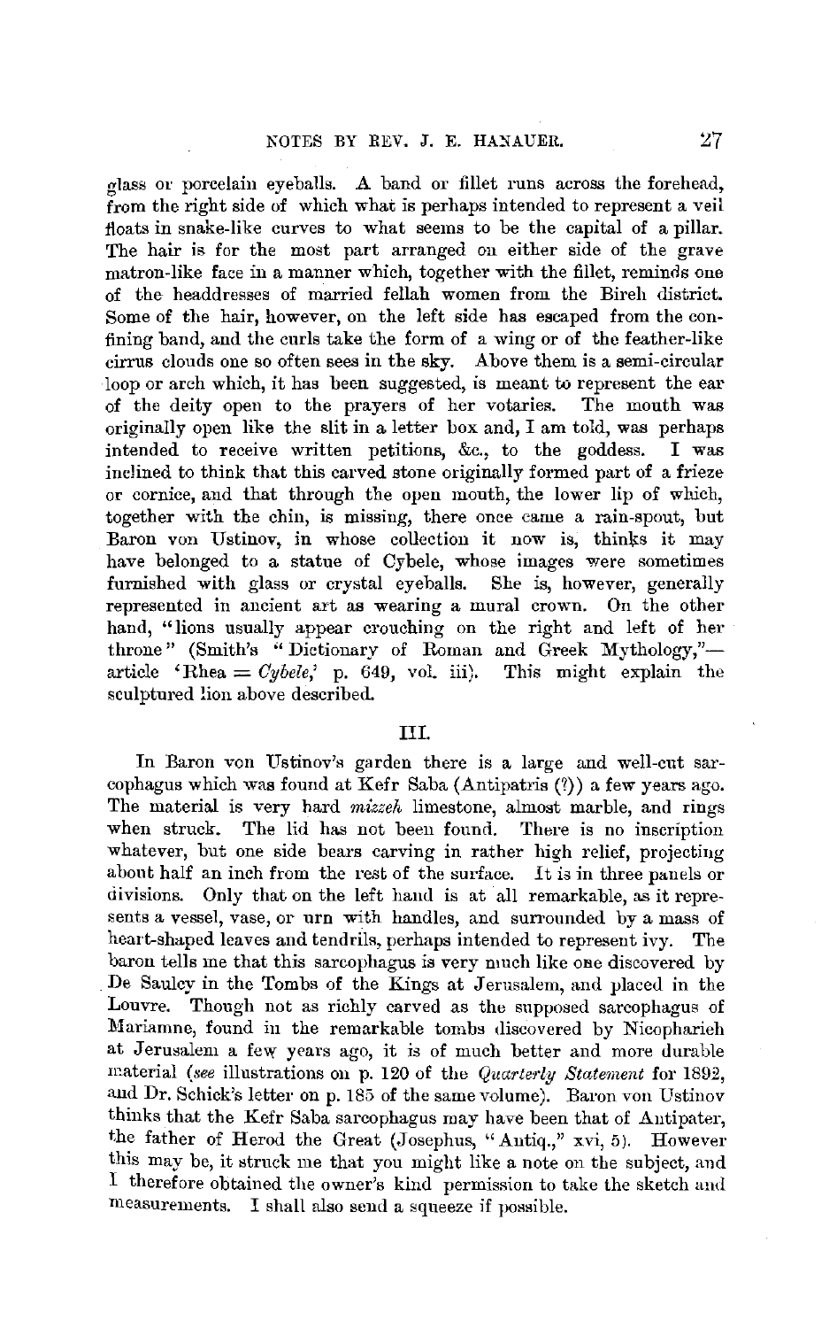glass or porcelain eyeballs. A band or fillet runs across the forehead, from the right side of which what is perhaps intended to represent a veil floats in snake-like curves to what seems to be the capital of a pillar. The hair is for the most part arranged on either side of the grave matron-like face in a manner which, together with the fillet, reminds one of the headdresses of married fellah women from the Bireh district. Some of the hair, however, on the left side has escaped from the confining band, and the curls take the form of a wing or of the feather-like cirrus clouds one so often sees in the sky. Above them is a semi-circular loop or arch which, it has been suggested, is meant to represent the ear of the deity open to the prayers of her votaries. The mouth was originally open like the slit in a letter box and, I am told, was perhaps intended to receive written petitions, &c., to the goddess. I was inclined to think that this carved stone originally formed part of a frieze or cornice, and that through the open mouth, the lower lip of which, together with the chin, is missing, there once came a rain-spout, but Baron von Ustinov, in whose collection it now is, thinks it may have belonged to a statue of Cybele, whose images were sometimes furnished with glass or crystal eyeballs. She is, however, generally represented in ancient art as wearing a mural crown. On the other hand, "lions usually appear crouching on the right and left of her throne" (Smith's "Dictionary of Roman and Greek Mythology,"—article 'Rhea = *Cybele*,' p. 649, vol. iii). This might explain the sculptured lion above described.

## III.

In Baron von Ustinov's garden there is a large and well-cut sarcophagus which was found at Kefr Saba (Antipatris (?)) a few years ago. The material is very hard *mizzeh* limestone, almost marble, and rings when struck. The lid has not been found. There is no inscription whatever, but one side bears carving in rather high relief, projecting about half an inch from the rest of the surface. It is in three panels or divisions. Only that on the left hand is at all remarkable, as it represents a vessel, vase, or urn with handles, and surrounded by a mass of heart-shaped leaves and tendrils, perhaps intended to represent ivy. The baron tells me that this sarcophagus is very much like one discovered by De Saulcy in the Tombs of the Kings at Jerusalem, and placed in the Louvre. Though not as richly carved as the supposed sarcophagus of Mariamne, found in the remarkable tombs discovered by Nicopharieh at Jerusalem a few years ago, it is of much better and more durable material (*see* illustrations on p. 120 of the *Quarterly Statement* for 1892, and Dr. Schick's letter on p. 185 of the same volume). Baron von Ustinov thinks that the Kefr Saba sarcophagus may have been that of Antipater, the father of Herod the Great (Josephus, "Antiq.," xvi, 5). However this may be, it struck me that you might like a note on the subject, and I therefore obtained the owner's kind permission to take the sketch and measurements. I shall also send a squeeze if possible.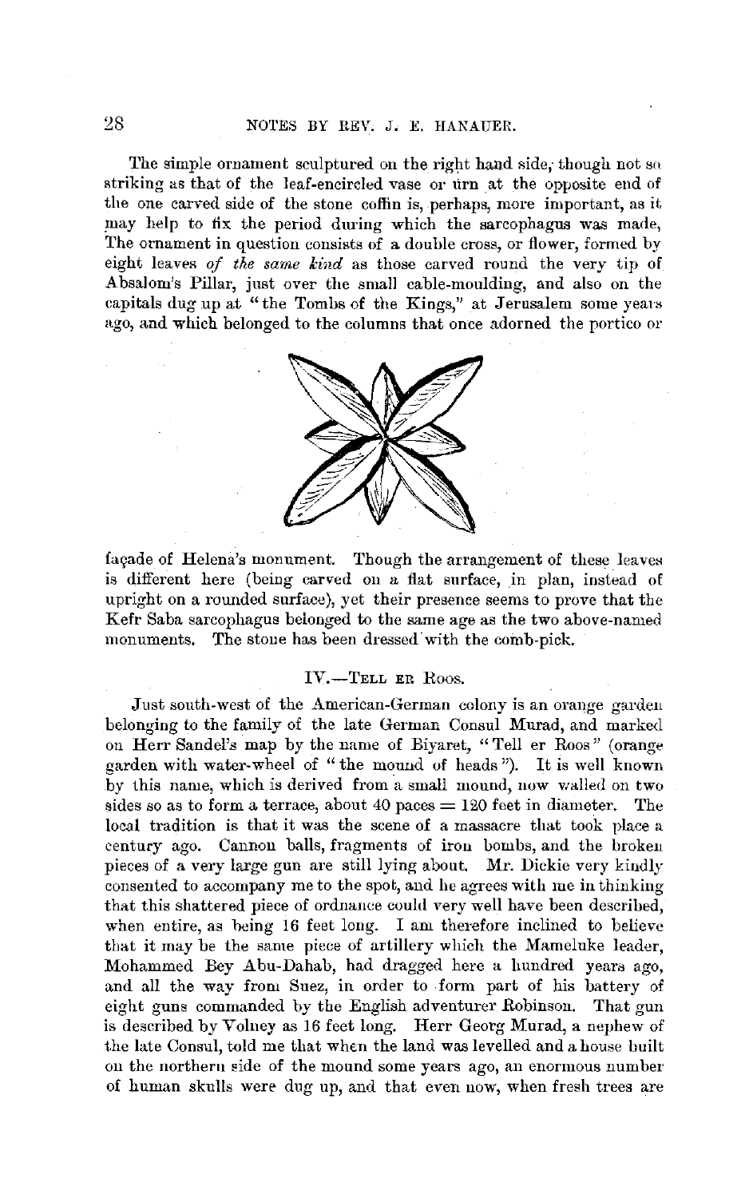The simple ornament sculptured on the right hand side, though not so striking as that of the leaf-encircled vase or urn at the opposite end of the one carved side of the stone coffin is, perhaps, more important, as it may help to fix the period during which the sarcophagus was made. The ornament in question consists of a double cross, or flower, formed by eight leaves *of the same kind* as those carved round the very tip of Absalom's Pillar, just over the small cable-moulding, and also on the capitals dug up at "the Tombs of the Kings," at Jerusalem some years ago, and which belonged to the columns that once adorned the portico or façade of Helena's monument. Though the arrangement of these leaves is different here (being carved on a flat surface, in plan, instead of upright on a rounded surface), yet their presence seems to prove that the Kefr Saba sarcophagus belonged to the same age as the two above-named monuments. The stone has been dressed with the comb-pick.

## IV.—Tell er Roos.

Just south-west of the American-German colony is an orange garden belonging to the family of the late German Consul Murad, and marked on Herr Sandel's map by the name of Biyaret, "Tell er Roos" (orange garden with water-wheel of "the mound of heads"). It is well known by this name, which is derived from a small mound, now walled on two sides so as to form a terrace, about 40 paces = 120 feet in diameter. The local tradition is that it was the scene of a massacre that took place a century ago. Cannon balls, fragments of iron bombs, and the broken pieces of a very large gun are still lying about. Mr. Dickie very kindly consented to accompany me to the spot, and he agrees with me in thinking that this shattered piece of ordnance could very well have been described, when entire, as being 16 feet long. I am therefore inclined to believe that it may be the same piece of artillery which the Mameluke leader, Mohammed Bey Abu-Dahab, had dragged here a hundred years ago, and all the way from Suez, in order to form part of his battery of eight guns commanded by the English adventurer Robinson. That gun is described by Volney as 16 feet long. Herr Georg Murad, a nephew of the late Consul, told me that when the land was levelled and a house built on the northern side of the mound some years ago, an enormous number of human skulls were dug up, and that even now, when fresh trees are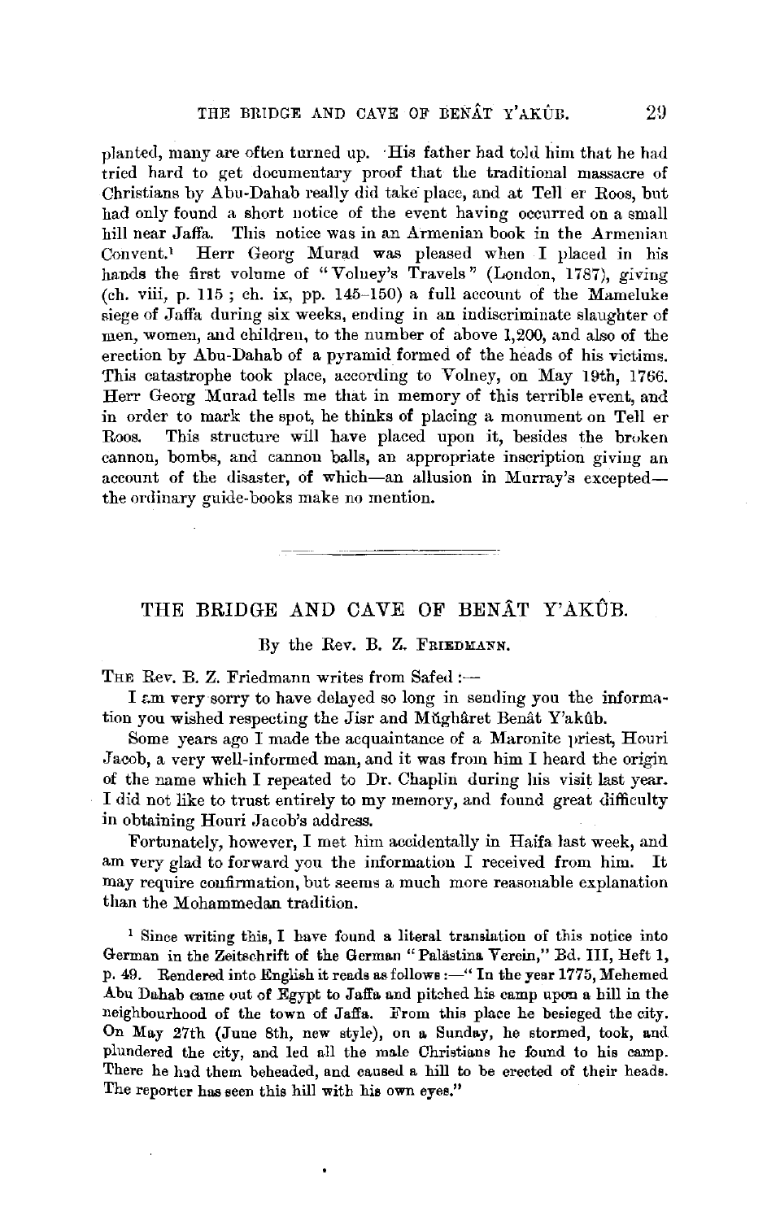planted, many are often turned up. His father had told him that he had tried hard to get documentary proof that the traditional massacre of Christians by Abu-Dahab really did take place, and at Tell er Roos, but had only found a short notice of the event having occurred on a small hill near Jaffa. This notice was in an Armenian book in the Armenian Convent.[1] Herr Georg Murad was pleased when I placed in his hands the first volume of "Volney's Travels" (London, 1787), giving (ch. viii, p. 115; ch. ix, pp. 145–150) a full account of the Mameluke siege of Jaffa during six weeks, ending in an indiscriminate slaughter of men, women, and children, to the number of above 1,200, and also of the erection by Abu-Dahab of a pyramid formed of the heads of his victims. This catastrophe took place, according to Volney, on May 19th, 1766. Herr Georg Murad tells me that in memory of this terrible event, and in order to mark the spot, he thinks of placing a monument on Tell er Roos. This structure will have placed upon it, besides the broken cannon, bombs, and cannon balls, an appropriate inscription giving an account of the disaster, of which—an allusion in Murray's excepted—the ordinary guide-books make no mention.

---

## THE BRIDGE AND CAVE OF BENÂT Y'AKÛB.

By the Rev. B. Z. Friedmann.

The Rev. B. Z. Friedmann writes from Safed:—

I am very sorry to have delayed so long in sending you the information you wished respecting the Jisr and Mŭghâret Benât Y'akûb.

Some years ago I made the acquaintance of a Maronite priest, Houri Jacob, a very well-informed man, and it was from him I heard the origin of the name which I repeated to Dr. Chaplin during his visit last year. I did not like to trust entirely to my memory, and found great difficulty in obtaining Houri Jacob's address.

Fortunately, however, I met him accidentally in Haifa last week, and am very glad to forward you the information I received from him. It may require confirmation, but seems a much more reasonable explanation than the Mohammedan tradition.

[1] Since writing this, I have found a literal translation of this notice into German in the Zeitschrift of the German "Palästina Verein," Bd. III, Heft 1, p. 49. Rendered into English it reads as follows:—"In the year 1775, Mehemed Abu Dahab came out of Egypt to Jaffa and pitched his camp upon a hill in the neighbourhood of the town of Jaffa. From this place he besieged the city. On May 27th (June 8th, new style), on a Sunday, he stormed, took, and plundered the city, and led all the male Christians he found to his camp. There he had them beheaded, and caused a hill to be erected of their heads. The reporter has seen this hill with his own eyes."